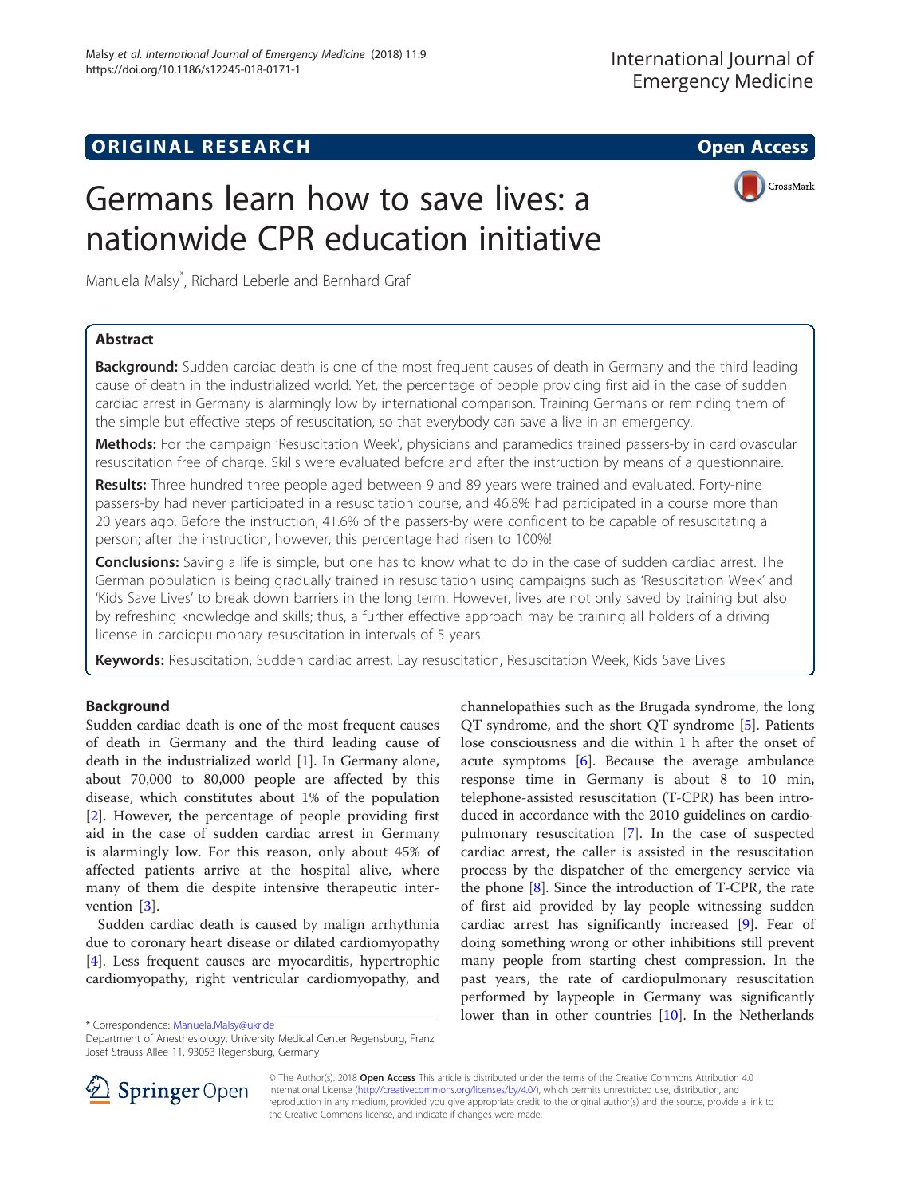ORIGINAL RESEARCH

Open Access

# Germans learn how to save lives: a nationwide CPR education initiative

Manuela Malsy*, Richard Leberle and Bernhard Graf

## Abstract

**Background:** Sudden cardiac death is one of the most frequent causes of death in Germany and the third leading cause of death in the industrialized world. Yet, the percentage of people providing first aid in the case of sudden cardiac arrest in Germany is alarmingly low by international comparison. Training Germans or reminding them of the simple but effective steps of resuscitation, so that everybody can save a live in an emergency.

**Methods:** For the campaign 'Resuscitation Week', physicians and paramedics trained passers-by in cardiovascular resuscitation free of charge. Skills were evaluated before and after the instruction by means of a questionnaire.

**Results:** Three hundred three people aged between 9 and 89 years were trained and evaluated. Forty-nine passers-by had never participated in a resuscitation course, and 46.8% had participated in a course more than 20 years ago. Before the instruction, 41.6% of the passers-by were confident to be capable of resuscitating a person; after the instruction, however, this percentage had risen to 100%!

**Conclusions:** Saving a life is simple, but one has to know what to do in the case of sudden cardiac arrest. The German population is being gradually trained in resuscitation using campaigns such as 'Resuscitation Week' and 'Kids Save Lives' to break down barriers in the long term. However, lives are not only saved by training but also by refreshing knowledge and skills; thus, a further effective approach may be training all holders of a driving license in cardiopulmonary resuscitation in intervals of 5 years.

**Keywords:** Resuscitation, Sudden cardiac arrest, Lay resuscitation, Resuscitation Week, Kids Save Lives

## Background

Sudden cardiac death is one of the most frequent causes of death in Germany and the third leading cause of death in the industrialized world [1]. In Germany alone, about 70,000 to 80,000 people are affected by this disease, which constitutes about 1% of the population [2]. However, the percentage of people providing first aid in the case of sudden cardiac arrest in Germany is alarmingly low. For this reason, only about 45% of affected patients arrive at the hospital alive, where many of them die despite intensive therapeutic intervention [3].

Sudden cardiac death is caused by malign arrhythmia due to coronary heart disease or dilated cardiomyopathy [4]. Less frequent causes are myocarditis, hypertrophic cardiomyopathy, right ventricular cardiomyopathy, and channelopathies such as the Brugada syndrome, the long QT syndrome, and the short QT syndrome [5]. Patients lose consciousness and die within 1 h after the onset of acute symptoms [6]. Because the average ambulance response time in Germany is about 8 to 10 min, telephone-assisted resuscitation (T-CPR) has been introduced in accordance with the 2010 guidelines on cardiopulmonary resuscitation [7]. In the case of suspected cardiac arrest, the caller is assisted in the resuscitation process by the dispatcher of the emergency service via the phone [8]. Since the introduction of T-CPR, the rate of first aid provided by lay people witnessing sudden cardiac arrest has significantly increased [9]. Fear of doing something wrong or other inhibitions still prevent many people from starting chest compression. In the past years, the rate of cardiopulmonary resuscitation performed by laypeople in Germany was significantly lower than in other countries [10]. In the Netherlands

* Correspondence: Manuela.Malsy@ukr.de
Department of Anesthesiology, University Medical Center Regensburg, Franz Josef Strauss Allee 11, 93053 Regensburg, Germany

© The Author(s). 2018 **Open Access** This article is distributed under the terms of the Creative Commons Attribution 4.0 International License (http://creativecommons.org/licenses/by/4.0/), which permits unrestricted use, distribution, and reproduction in any medium, provided you give appropriate credit to the original author(s) and the source, provide a link to the Creative Commons license, and indicate if changes were made.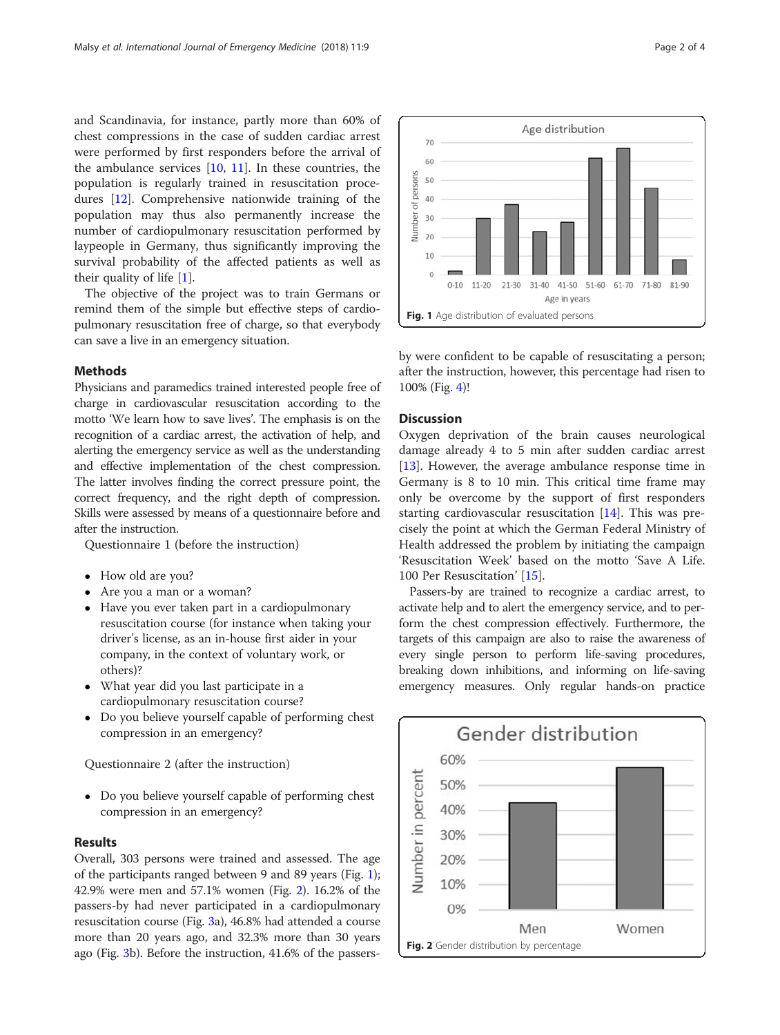and Scandinavia, for instance, partly more than 60% of chest compressions in the case of sudden cardiac arrest were performed by first responders before the arrival of the ambulance services [10, 11]. In these countries, the population is regularly trained in resuscitation procedures [12]. Comprehensive nationwide training of the population may thus also permanently increase the number of cardiopulmonary resuscitation performed by laypeople in Germany, thus significantly improving the survival probability of the affected patients as well as their quality of life [1].

The objective of the project was to train Germans or remind them of the simple but effective steps of cardiopulmonary resuscitation free of charge, so that everybody can save a live in an emergency situation.

## Methods

Physicians and paramedics trained interested people free of charge in cardiovascular resuscitation according to the motto 'We learn how to save lives'. The emphasis is on the recognition of a cardiac arrest, the activation of help, and alerting the emergency service as well as the understanding and effective implementation of the chest compression. The latter involves finding the correct pressure point, the correct frequency, and the right depth of compression. Skills were assessed by means of a questionnaire before and after the instruction.

Questionnaire 1 (before the instruction)

- How old are you?
- Are you a man or a woman?
- Have you ever taken part in a cardiopulmonary resuscitation course (for instance when taking your driver's license, as an in-house first aider in your company, in the context of voluntary work, or others)?
- What year did you last participate in a cardiopulmonary resuscitation course?
- Do you believe yourself capable of performing chest compression in an emergency?

Questionnaire 2 (after the instruction)

- Do you believe yourself capable of performing chest compression in an emergency?

## Results

Overall, 303 persons were trained and assessed. The age of the participants ranged between 9 and 89 years (Fig. 1); 42.9% were men and 57.1% women (Fig. 2). 16.2% of the passers-by had never participated in a cardiopulmonary resuscitation course (Fig. 3a), 46.8% had attended a course more than 20 years ago, and 32.3% more than 30 years ago (Fig. 3b). Before the instruction, 41.6% of the passers-by were confident to be capable of resuscitating a person; after the instruction, however, this percentage had risen to 100% (Fig. 4)!

Fig. 1 Age distribution of evaluated persons

## Discussion

Oxygen deprivation of the brain causes neurological damage already 4 to 5 min after sudden cardiac arrest [13]. However, the average ambulance response time in Germany is 8 to 10 min. This critical time frame may only be overcome by the support of first responders starting cardiovascular resuscitation [14]. This was precisely the point at which the German Federal Ministry of Health addressed the problem by initiating the campaign 'Resuscitation Week' based on the motto 'Save A Life. 100 Per Resuscitation' [15].

Passers-by are trained to recognize a cardiac arrest, to activate help and to alert the emergency service, and to perform the chest compression effectively. Furthermore, the targets of this campaign are also to raise the awareness of every single person to perform life-saving procedures, breaking down inhibitions, and informing on life-saving emergency measures. Only regular hands-on practice

Fig. 2 Gender distribution by percentage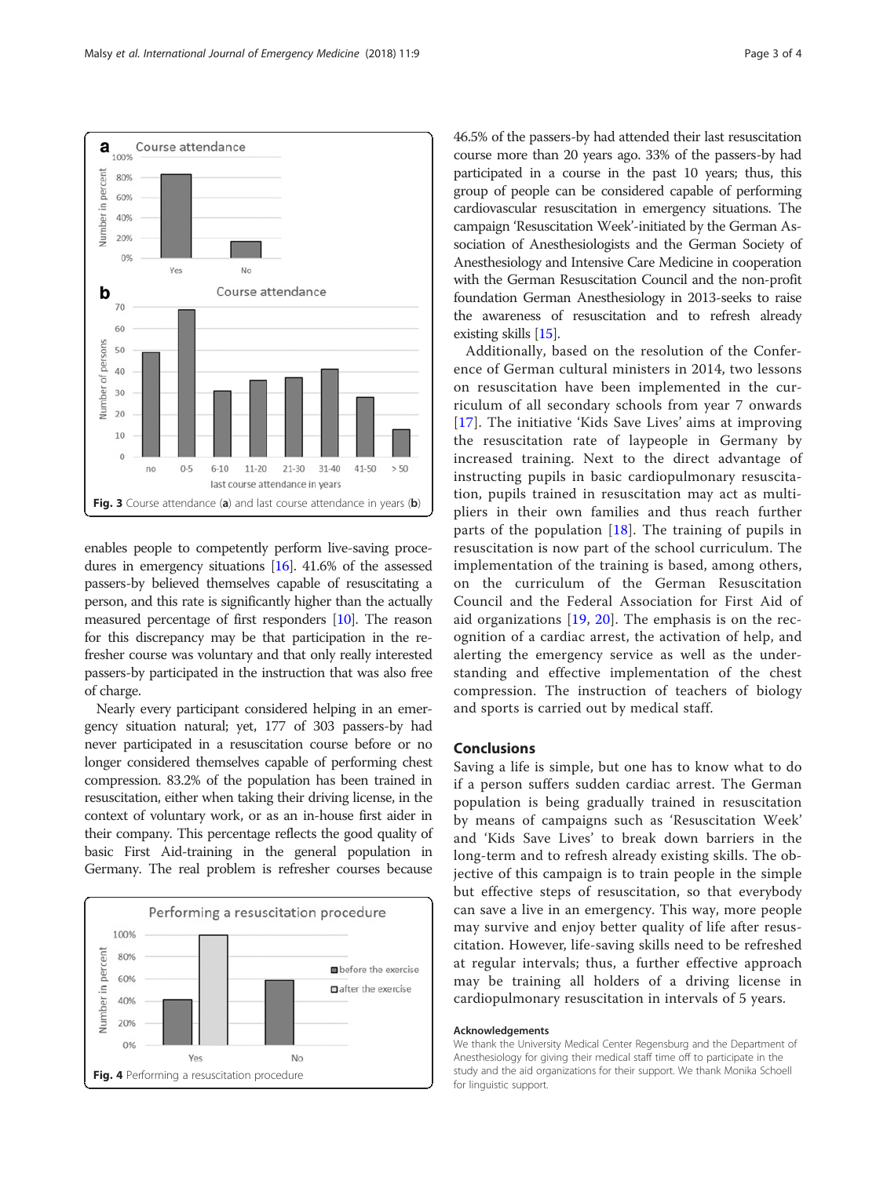Fig. 3 Course attendance (a) and last course attendance in years (b)

enables people to competently perform live-saving procedures in emergency situations [16]. 41.6% of the assessed passers-by believed themselves capable of resuscitating a person, and this rate is significantly higher than the actually measured percentage of first responders [10]. The reason for this discrepancy may be that participation in the refresher course was voluntary and that only really interested passers-by participated in the instruction that was also free of charge.

Nearly every participant considered helping in an emergency situation natural; yet, 177 of 303 passers-by had never participated in a resuscitation course before or no longer considered themselves capable of performing chest compression. 83.2% of the population has been trained in resuscitation, either when taking their driving license, in the context of voluntary work, or as an in-house first aider in their company. This percentage reflects the good quality of basic First Aid-training in the general population in Germany. The real problem is refresher courses because 46.5% of the passers-by had attended their last resuscitation course more than 20 years ago. 33% of the passers-by had participated in a course in the past 10 years; thus, this group of people can be considered capable of performing cardiovascular resuscitation in emergency situations. The campaign 'Resuscitation Week'-initiated by the German Association of Anesthesiologists and the German Society of Anesthesiology and Intensive Care Medicine in cooperation with the German Resuscitation Council and the non-profit foundation German Anesthesiology in 2013-seeks to raise the awareness of resuscitation and to refresh already existing skills [15].

Fig. 4 Performing a resuscitation procedure

Additionally, based on the resolution of the Conference of German cultural ministers in 2014, two lessons on resuscitation have been implemented in the curriculum of all secondary schools from year 7 onwards [17]. The initiative 'Kids Save Lives' aims at improving the resuscitation rate of laypeople in Germany by increased training. Next to the direct advantage of instructing pupils in basic cardiopulmonary resuscitation, pupils trained in resuscitation may act as multipliers in their own families and thus reach further parts of the population [18]. The training of pupils in resuscitation is now part of the school curriculum. The implementation of the training is based, among others, on the curriculum of the German Resuscitation Council and the Federal Association for First Aid of aid organizations [19, 20]. The emphasis is on the recognition of a cardiac arrest, the activation of help, and alerting the emergency service as well as the understanding and effective implementation of the chest compression. The instruction of teachers of biology and sports is carried out by medical staff.

## Conclusions

Saving a life is simple, but one has to know what to do if a person suffers sudden cardiac arrest. The German population is being gradually trained in resuscitation by means of campaigns such as 'Resuscitation Week' and 'Kids Save Lives' to break down barriers in the long-term and to refresh already existing skills. The objective of this campaign is to train people in the simple but effective steps of resuscitation, so that everybody can save a live in an emergency. This way, more people may survive and enjoy better quality of life after resuscitation. However, life-saving skills need to be refreshed at regular intervals; thus, a further effective approach may be training all holders of a driving license in cardiopulmonary resuscitation in intervals of 5 years.

#### Acknowledgements

We thank the University Medical Center Regensburg and the Department of Anesthesiology for giving their medical staff time off to participate in the study and the aid organizations for their support. We thank Monika Schoell for linguistic support.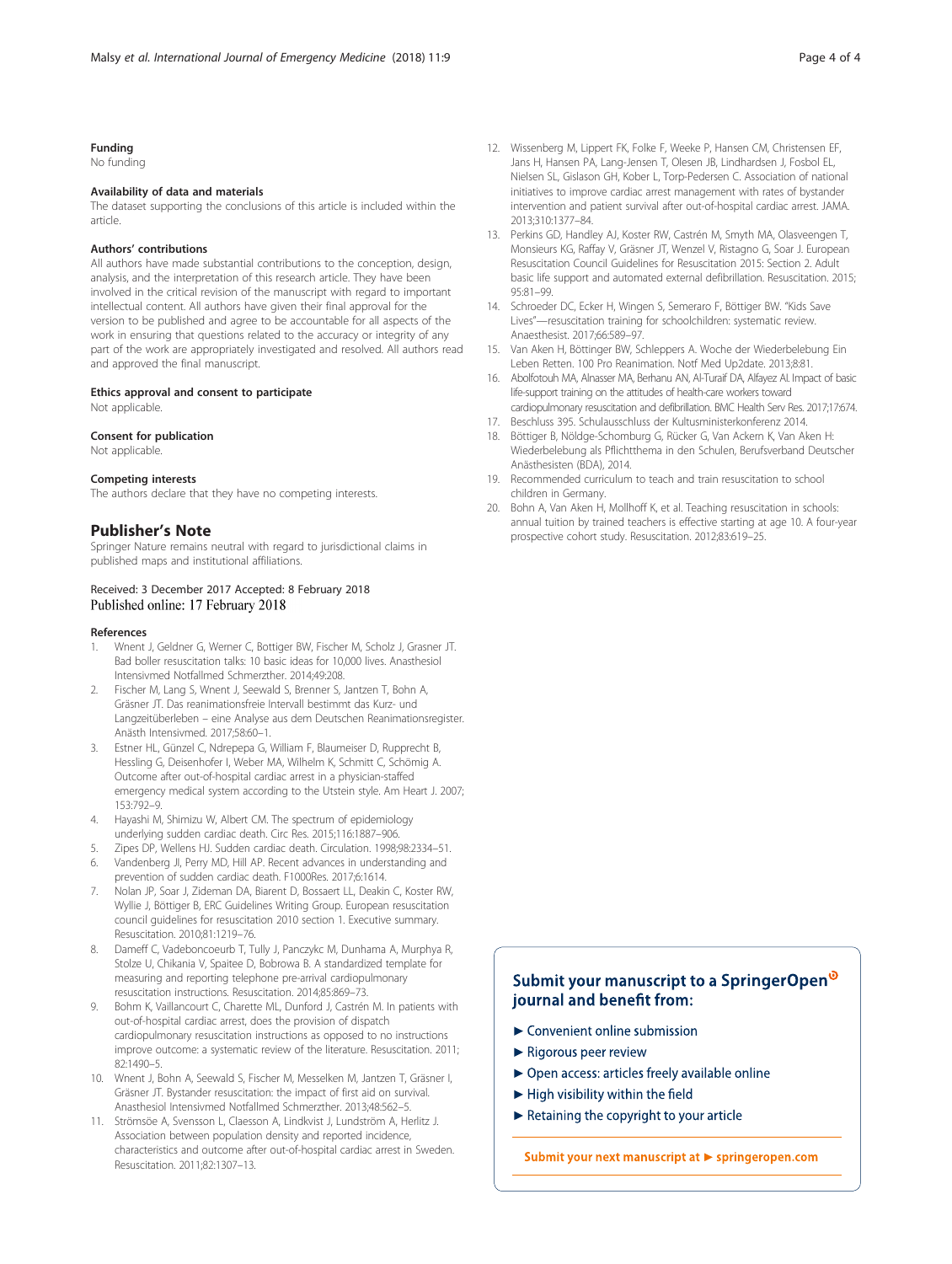#### Funding

No funding

#### Availability of data and materials

The dataset supporting the conclusions of this article is included within the article.

#### Authors' contributions

All authors have made substantial contributions to the conception, design, analysis, and the interpretation of this research article. They have been involved in the critical revision of the manuscript with regard to important intellectual content. All authors have given their final approval for the version to be published and agree to be accountable for all aspects of the work in ensuring that questions related to the accuracy or integrity of any part of the work are appropriately investigated and resolved. All authors read and approved the final manuscript.

#### Ethics approval and consent to participate

Not applicable.

#### Consent for publication

Not applicable.

#### Competing interests

The authors declare that they have no competing interests.

## Publisher's Note

Springer Nature remains neutral with regard to jurisdictional claims in published maps and institutional affiliations.

Received: 3 December 2017 Accepted: 8 February 2018
Published online: 17 February 2018

#### References

1. Wnent J, Geldner G, Werner C, Bottiger BW, Fischer M, Scholz J, Grasner JT. Bad boller resuscitation talks: 10 basic ideas for 10,000 lives. Anasthesiol Intensivmed Notfallmed Schmerzther. 2014;49:208.
2. Fischer M, Lang S, Wnent J, Seewald S, Brenner S, Jantzen T, Bohn A, Gräsner JT. Das reanimationsfreie Intervall bestimmt das Kurz- und Langzeitüberleben – eine Analyse aus dem Deutschen Reanimationsregister. Anästh Intensivmed. 2017;58:60–1.
3. Estner HL, Günzel C, Ndrepepa G, William F, Blaumeiser D, Rupprecht B, Hessling G, Deisenhofer I, Weber MA, Wilhelm K, Schmitt C, Schömig A. Outcome after out-of-hospital cardiac arrest in a physician-staffed emergency medical system according to the Utstein style. Am Heart J. 2007;153:792–9.
4. Hayashi M, Shimizu W, Albert CM. The spectrum of epidemiology underlying sudden cardiac death. Circ Res. 2015;116:1887–906.
5. Zipes DP, Wellens HJ. Sudden cardiac death. Circulation. 1998;98:2334–51.
6. Vandenberg JI, Perry MD, Hill AP. Recent advances in understanding and prevention of sudden cardiac death. F1000Res. 2017;6:1614.
7. Nolan JP, Soar J, Zideman DA, Biarent D, Bossaert LL, Deakin C, Koster RW, Wyllie J, Böttiger B, ERC Guidelines Writing Group. European resuscitation council guidelines for resuscitation 2010 section 1. Executive summary. Resuscitation. 2010;81:1219–76.
8. Dameff C, Vadeboncoeurb T, Tully J, Panczykc M, Dunhama A, Murphya R, Stolze U, Chikania V, Spaitee D, Bobrowa B. A standardized template for measuring and reporting telephone pre-arrival cardiopulmonary resuscitation instructions. Resuscitation. 2014;85:869–73.
9. Bohm K, Vaillancourt C, Charette ML, Dunford J, Castrén M. In patients with out-of-hospital cardiac arrest, does the provision of dispatch cardiopulmonary resuscitation instructions as opposed to no instructions improve outcome: a systematic review of the literature. Resuscitation. 2011;82:1490–5.
10. Wnent J, Bohn A, Seewald S, Fischer M, Messelken M, Jantzen T, Gräsner I, Gräsner JT. Bystander resuscitation: the impact of first aid on survival. Anasthesiol Intensivmed Notfallmed Schmerzther. 2013;48:562–5.
11. Strömsöe A, Svensson L, Claesson A, Lindkvist J, Lundström A, Herlitz J. Association between population density and reported incidence, characteristics and outcome after out-of-hospital cardiac arrest in Sweden. Resuscitation. 2011;82:1307–13.
12. Wissenberg M, Lippert FK, Folke F, Weeke P, Hansen CM, Christensen EF, Jans H, Hansen PA, Lang-Jensen T, Olesen JB, Lindhardsen J, Fosbol EL, Nielsen SL, Gislason GH, Kober L, Torp-Pedersen C. Association of national initiatives to improve cardiac arrest management with rates of bystander intervention and patient survival after out-of-hospital cardiac arrest. JAMA. 2013;310:1377–84.
13. Perkins GD, Handley AJ, Koster RW, Castrén M, Smyth MA, Olasveengen T, Monsieurs KG, Raffay V, Gräsner JT, Wenzel V, Ristagno G, Soar J. European Resuscitation Council Guidelines for Resuscitation 2015: Section 2. Adult basic life support and automated external defibrillation. Resuscitation. 2015;95:81–99.
14. Schroeder DC, Ecker H, Wingen S, Semeraro F, Böttiger BW. "Kids Save Lives"—resuscitation training for schoolchildren: systematic review. Anaesthesist. 2017;66:589–97.
15. Van Aken H, Böttinger BW, Schleppers A. Woche der Wiederbelebung Ein Leben Retten. 100 Pro Reanimation. Notf Med Up2date. 2013;8:81.
16. Abolfotouh MA, Alnasser MA, Berhanu AN, Al-Turaif DA, Alfayez AI. Impact of basic life-support training on the attitudes of health-care workers toward cardiopulmonary resuscitation and defibrillation. BMC Health Serv Res. 2017;17:674.
17. Beschluss 395. Schulausschluss der Kultusministerkonferenz 2014.
18. Böttiger B, Nöldge-Schomburg G, Rücker G, Van Ackern K, Van Aken H: Wiederbelebung als Pflichtthema in den Schulen, Berufsverband Deutscher Anästhesisten (BDA), 2014.
19. Recommended curriculum to teach and train resuscitation to school children in Germany.
20. Bohn A, Van Aken H, Mollhoff K, et al. Teaching resuscitation in schools: annual tuition by trained teachers is effective starting at age 10. A four-year prospective cohort study. Resuscitation. 2012;83:619–25.